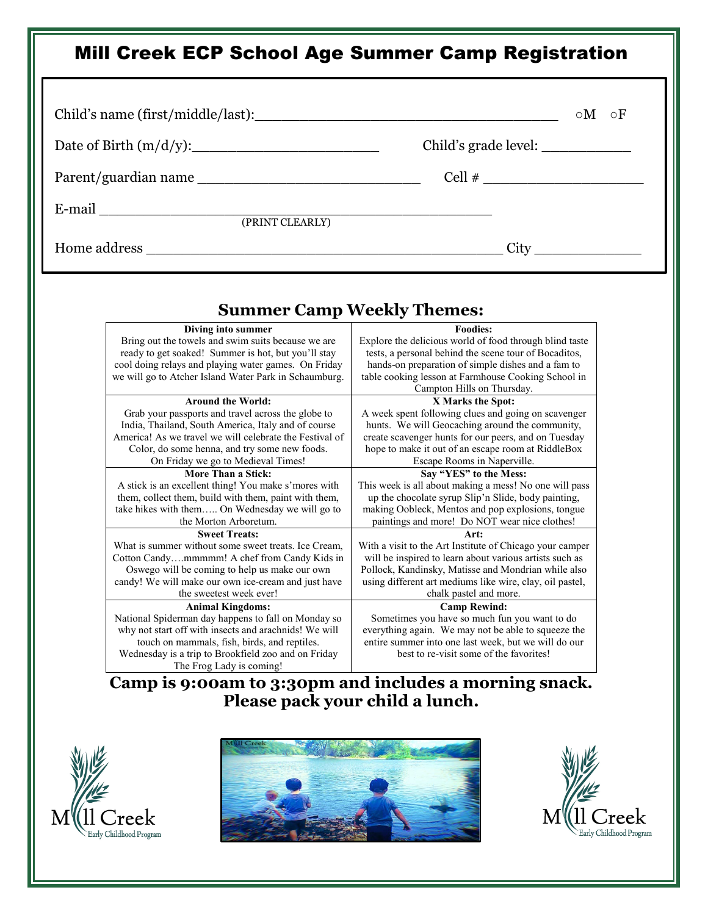# Mill Creek ECP School Age Summer Camp Registration

Child's name (first/middle/last):___________________________________ ○M ○F

Date of Birth (m/d/y):______________________ Child's grade level: __________

Parent/guardian name ___________________________ Cell # __________________

E-mail _____________________________________________
(PRINT CLEARLY)

Home address __________________________________________ City ____________

## Summer Camp Weekly Themes:

| | |
|---|---|
| **Diving into summer**<br>Bring out the towels and swim suits because we are ready to get soaked! Summer is hot, but you'll stay cool doing relays and playing water games. On Friday we will go to Atcher Island Water Park in Schaumburg. | **Foodies:**<br>Explore the delicious world of food through blind taste tests, a personal behind the scene tour of Bocaditos, hands-on preparation of simple dishes and a fam to table cooking lesson at Farmhouse Cooking School in Campton Hills on Thursday. |
| **Around the World:**<br>Grab your passports and travel across the globe to India, Thailand, South America, Italy and of course America! As we travel we will celebrate the Festival of Color, do some henna, and try some new foods. On Friday we go to Medieval Times! | **X Marks the Spot:**<br>A week spent following clues and going on scavenger hunts. We will Geocaching around the community, create scavenger hunts for our peers, and on Tuesday hope to make it out of an escape room at RiddleBox Escape Rooms in Naperville. |
| **More Than a Stick:**<br>A stick is an excellent thing! You make s'mores with them, collect them, build with them, paint with them, take hikes with them….. On Wednesday we will go to the Morton Arboretum. | **Say "YES" to the Mess:**<br>This week is all about making a mess! No one will pass up the chocolate syrup Slip'n Slide, body painting, making Oobleck, Mentos and pop explosions, tongue paintings and more! Do NOT wear nice clothes! |
| **Sweet Treats:**<br>What is summer without some sweet treats. Ice Cream, Cotton Candy….mmmmm! A chef from Candy Kids in Oswego will be coming to help us make our own candy! We will make our own ice-cream and just have the sweetest week ever! | **Art:**<br>With a visit to the Art Institute of Chicago your camper will be inspired to learn about various artists such as Pollock, Kandinsky, Matisse and Mondrian while also using different art mediums like wire, clay, oil pastel, chalk pastel and more. |
| **Animal Kingdoms:**<br>National Spiderman day happens to fall on Monday so why not start off with insects and arachnids! We will touch on mammals, fish, birds, and reptiles. Wednesday is a trip to Brookfield zoo and on Friday The Frog Lady is coming! | **Camp Rewind:**<br>Sometimes you have so much fun you want to do everything again. We may not be able to squeeze the entire summer into one last week, but we will do our best to re-visit some of the favorites! |

**Camp is 9:00am to 3:30pm and includes a morning snack. Please pack your child a lunch.**

Mill Creek Early Childhood Program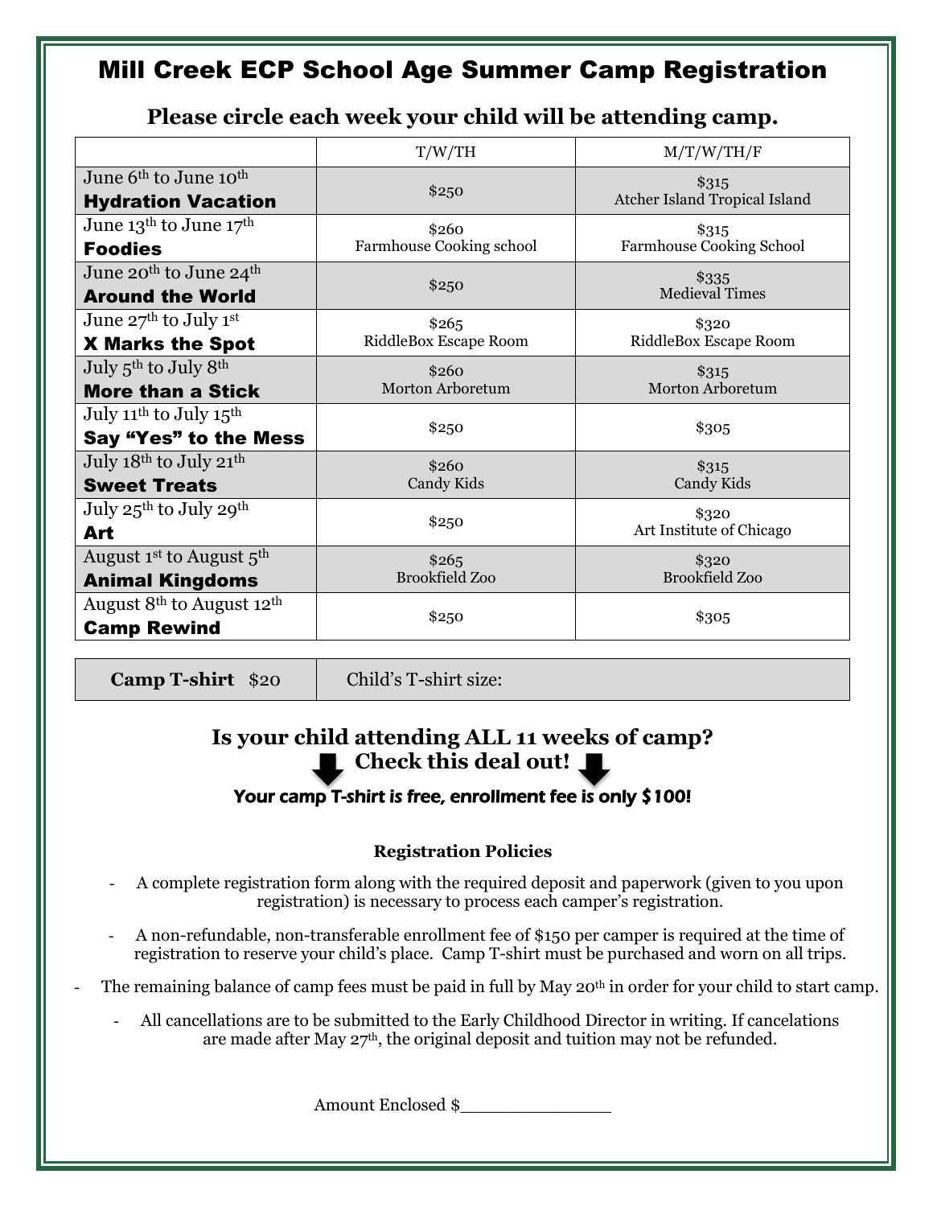# Mill Creek ECP School Age Summer Camp Registration

## Please circle each week your child will be attending camp.

| | T/W/TH | M/T/W/TH/F |
|---|---|---|
| June 6th to June 10th **Hydration Vacation** | $250 | $315 Atcher Island Tropical Island |
| June 13th to June 17th **Foodies** | $260 Farmhouse Cooking school | $315 Farmhouse Cooking School |
| June 20th to June 24th **Around the World** | $250 | $335 Medieval Times |
| June 27th to July 1st **X Marks the Spot** | $265 RiddleBox Escape Room | $320 RiddleBox Escape Room |
| July 5th to July 8th **More than a Stick** | $260 Morton Arboretum | $315 Morton Arboretum |
| July 11th to July 15th **Say "Yes" to the Mess** | $250 | $305 |
| July 18th to July 21th **Sweet Treats** | $260 Candy Kids | $315 Candy Kids |
| July 25th to July 29th **Art** | $250 | $320 Art Institute of Chicago |
| August 1st to August 5th **Animal Kingdoms** | $265 Brookfield Zoo | $320 Brookfield Zoo |
| August 8th to August 12th **Camp Rewind** | $250 | $305 |

| **Camp T-shirt** $20 | Child's T-shirt size: |
|---|---|

**Is your child attending ALL 11 weeks of camp?**
**Check this deal out!**

***Your camp T-shirt is free, enrollment fee is only $100!***

**Registration Policies**

- A complete registration form along with the required deposit and paperwork (given to you upon registration) is necessary to process each camper's registration.
- A non-refundable, non-transferable enrollment fee of $150 per camper is required at the time of registration to reserve your child's place. Camp T-shirt must be purchased and worn on all trips.
- The remaining balance of camp fees must be paid in full by May 20th in order for your child to start camp.
- All cancellations are to be submitted to the Early Childhood Director in writing. If cancelations are made after May 27th, the original deposit and tuition may not be refunded.

Amount Enclosed $______________